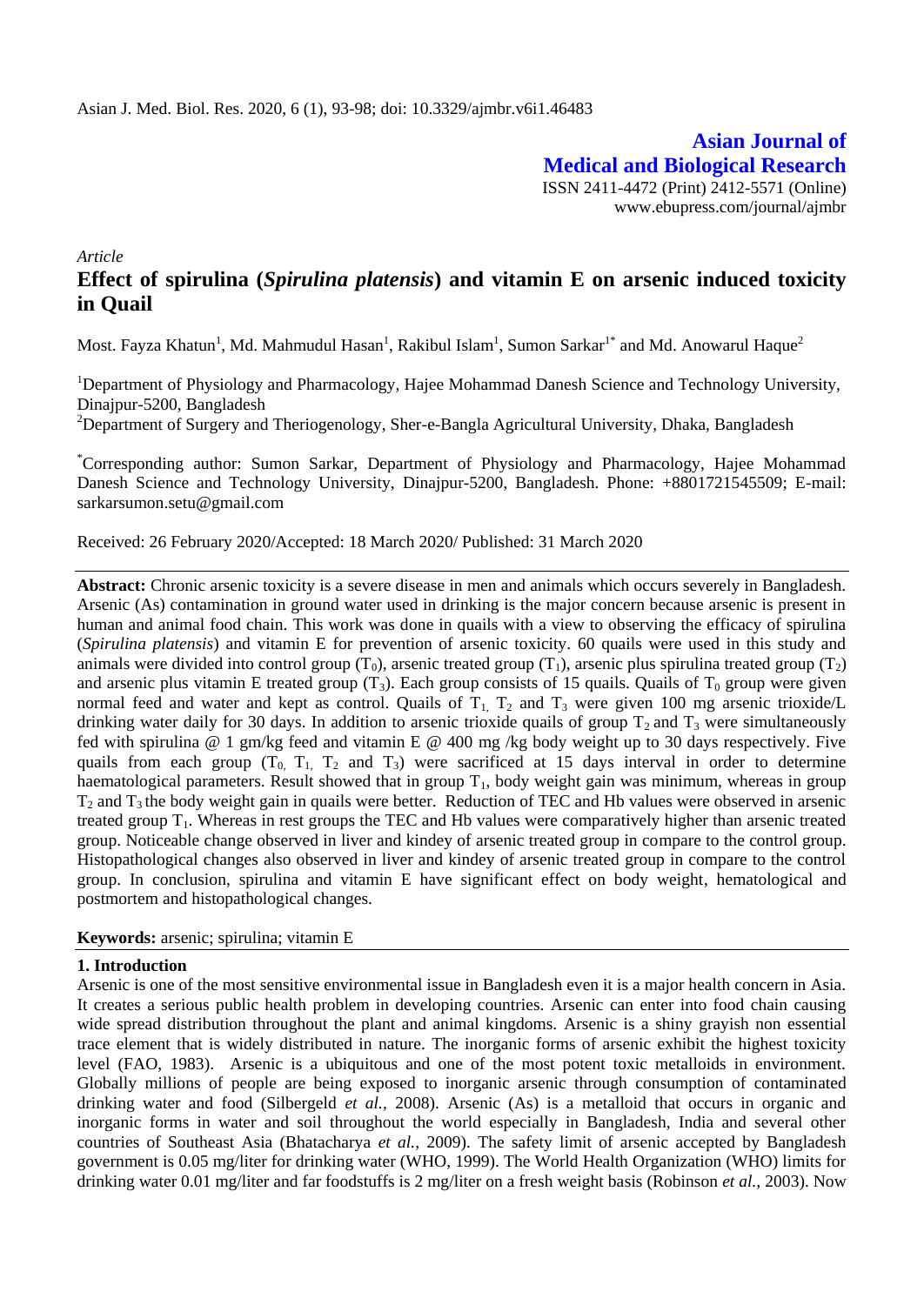*Article*

# Effect of spirulina (*Spirulina platensis*) and vitamin E on arsenic induced toxicity in Quail

Most. Fayza Khatun[1], Md. Mahmudul Hasan[1], Rakibul Islam[1], Sumon Sarkar[1*] and Md. Anowarul Haque[2]

[1]Department of Physiology and Pharmacology, Hajee Mohammad Danesh Science and Technology University, Dinajpur-5200, Bangladesh

[2]Department of Surgery and Theriogenology, Sher-e-Bangla Agricultural University, Dhaka, Bangladesh

[*]Corresponding author: Sumon Sarkar, Department of Physiology and Pharmacology, Hajee Mohammad Danesh Science and Technology University, Dinajpur-5200, Bangladesh. Phone: +8801721545509; E-mail: sarkarsumon.setu@gmail.com

Received: 26 February 2020/Accepted: 18 March 2020/ Published: 31 March 2020

**Abstract:** Chronic arsenic toxicity is a severe disease in men and animals which occurs severely in Bangladesh. Arsenic (As) contamination in ground water used in drinking is the major concern because arsenic is present in human and animal food chain. This work was done in quails with a view to observing the efficacy of spirulina (*Spirulina platensis*) and vitamin E for prevention of arsenic toxicity. 60 quails were used in this study and animals were divided into control group ($T_0$), arsenic treated group ($T_1$), arsenic plus spirulina treated group ($T_2$) and arsenic plus vitamin E treated group ($T_3$). Each group consists of 15 quails. Quails of $T_0$ group were given normal feed and water and kept as control. Quails of $T_1$, $T_2$ and $T_3$ were given 100 mg arsenic trioxide/L drinking water daily for 30 days. In addition to arsenic trioxide quails of group $T_2$ and $T_3$ were simultaneously fed with spirulina @ 1 gm/kg feed and vitamin E @ 400 mg /kg body weight up to 30 days respectively. Five quails from each group ($T_0$, $T_1$, $T_2$ and $T_3$) were sacrificed at 15 days interval in order to determine haematological parameters. Result showed that in group $T_1$, body weight gain was minimum, whereas in group $T_2$ and $T_3$ the body weight gain in quails were better. Reduction of TEC and Hb values were observed in arsenic treated group $T_1$. Whereas in rest groups the TEC and Hb values were comparatively higher than arsenic treated group. Noticeable change observed in liver and kindey of arsenic treated group in compare to the control group. Histopathological changes also observed in liver and kindey of arsenic treated group in compare to the control group. In conclusion, spirulina and vitamin E have significant effect on body weight, hematological and postmortem and histopathological changes.

**Keywords:** arsenic; spirulina; vitamin E

## 1. Introduction

Arsenic is one of the most sensitive environmental issue in Bangladesh even it is a major health concern in Asia. It creates a serious public health problem in developing countries. Arsenic can enter into food chain causing wide spread distribution throughout the plant and animal kingdoms. Arsenic is a shiny grayish non essential trace element that is widely distributed in nature. The inorganic forms of arsenic exhibit the highest toxicity level (FAO, 1983). Arsenic is a ubiquitous and one of the most potent toxic metalloids in environment. Globally millions of people are being exposed to inorganic arsenic through consumption of contaminated drinking water and food (Silbergeld *et al.*, 2008). Arsenic (As) is a metalloid that occurs in organic and inorganic forms in water and soil throughout the world especially in Bangladesh, India and several other countries of Southeast Asia (Bhatacharya *et al.*, 2009). The safety limit of arsenic accepted by Bangladesh government is 0.05 mg/liter for drinking water (WHO, 1999). The World Health Organization (WHO) limits for drinking water 0.01 mg/liter and far foodstuffs is 2 mg/liter on a fresh weight basis (Robinson *et al.*, 2003). Now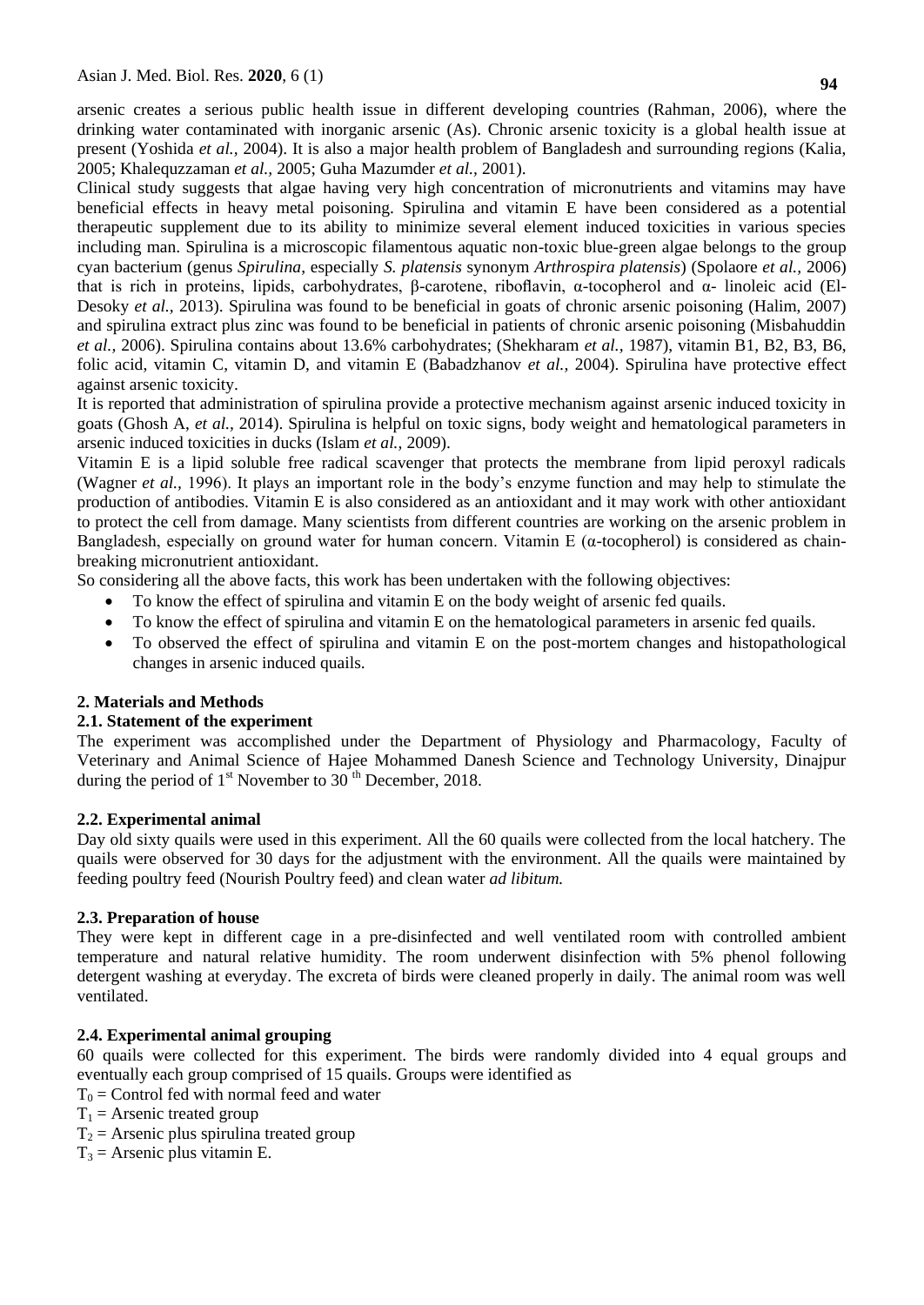arsenic creates a serious public health issue in different developing countries (Rahman, 2006), where the drinking water contaminated with inorganic arsenic (As). Chronic arsenic toxicity is a global health issue at present (Yoshida *et al.,* 2004). It is also a major health problem of Bangladesh and surrounding regions (Kalia, 2005; Khalequzzaman *et al.,* 2005; Guha Mazumder *et al.,* 2001).

Clinical study suggests that algae having very high concentration of micronutrients and vitamins may have beneficial effects in heavy metal poisoning. Spirulina and vitamin E have been considered as a potential therapeutic supplement due to its ability to minimize several element induced toxicities in various species including man. Spirulina is a microscopic filamentous aquatic non-toxic blue-green algae belongs to the group cyan bacterium (genus *Spirulina*, especially *S. platensis* synonym *Arthrospira platensis*) (Spolaore *et al.,* 2006) that is rich in proteins, lipids, carbohydrates, β-carotene, riboflavin, α-tocopherol and α- linoleic acid (El-Desoky *et al.,* 2013). Spirulina was found to be beneficial in goats of chronic arsenic poisoning (Halim, 2007) and spirulina extract plus zinc was found to be beneficial in patients of chronic arsenic poisoning (Misbahuddin *et al.,* 2006). Spirulina contains about 13.6% carbohydrates; (Shekharam *et al.,* 1987), vitamin B1, B2, B3, B6, folic acid, vitamin C, vitamin D, and vitamin E (Babadzhanov *et al.,* 2004). Spirulina have protective effect against arsenic toxicity.

It is reported that administration of spirulina provide a protective mechanism against arsenic induced toxicity in goats (Ghosh A, *et al.,* 2014). Spirulina is helpful on toxic signs, body weight and hematological parameters in arsenic induced toxicities in ducks (Islam *et al.,* 2009).

Vitamin E is a lipid soluble free radical scavenger that protects the membrane from lipid peroxyl radicals (Wagner *et al.,* 1996). It plays an important role in the body's enzyme function and may help to stimulate the production of antibodies. Vitamin E is also considered as an antioxidant and it may work with other antioxidant to protect the cell from damage. Many scientists from different countries are working on the arsenic problem in Bangladesh, especially on ground water for human concern. Vitamin E (α-tocopherol) is considered as chain-breaking micronutrient antioxidant.

So considering all the above facts, this work has been undertaken with the following objectives:

- To know the effect of spirulina and vitamin E on the body weight of arsenic fed quails.
- To know the effect of spirulina and vitamin E on the hematological parameters in arsenic fed quails.
- To observed the effect of spirulina and vitamin E on the post-mortem changes and histopathological changes in arsenic induced quails.

## 2. Materials and Methods

### 2.1. Statement of the experiment

The experiment was accomplished under the Department of Physiology and Pharmacology, Faculty of Veterinary and Animal Science of Hajee Mohammed Danesh Science and Technology University, Dinajpur during the period of 1st November to 30 th December, 2018.

### 2.2. Experimental animal

Day old sixty quails were used in this experiment. All the 60 quails were collected from the local hatchery. The quails were observed for 30 days for the adjustment with the environment. All the quails were maintained by feeding poultry feed (Nourish Poultry feed) and clean water *ad libitum.*

### 2.3. Preparation of house

They were kept in different cage in a pre-disinfected and well ventilated room with controlled ambient temperature and natural relative humidity. The room underwent disinfection with 5% phenol following detergent washing at everyday. The excreta of birds were cleaned properly in daily. The animal room was well ventilated.

### 2.4. Experimental animal grouping

60 quails were collected for this experiment. The birds were randomly divided into 4 equal groups and eventually each group comprised of 15 quails. Groups were identified as

$T_0$ = Control fed with normal feed and water

$T_1$ = Arsenic treated group

$T_2$ = Arsenic plus spirulina treated group

$T_3$ = Arsenic plus vitamin E.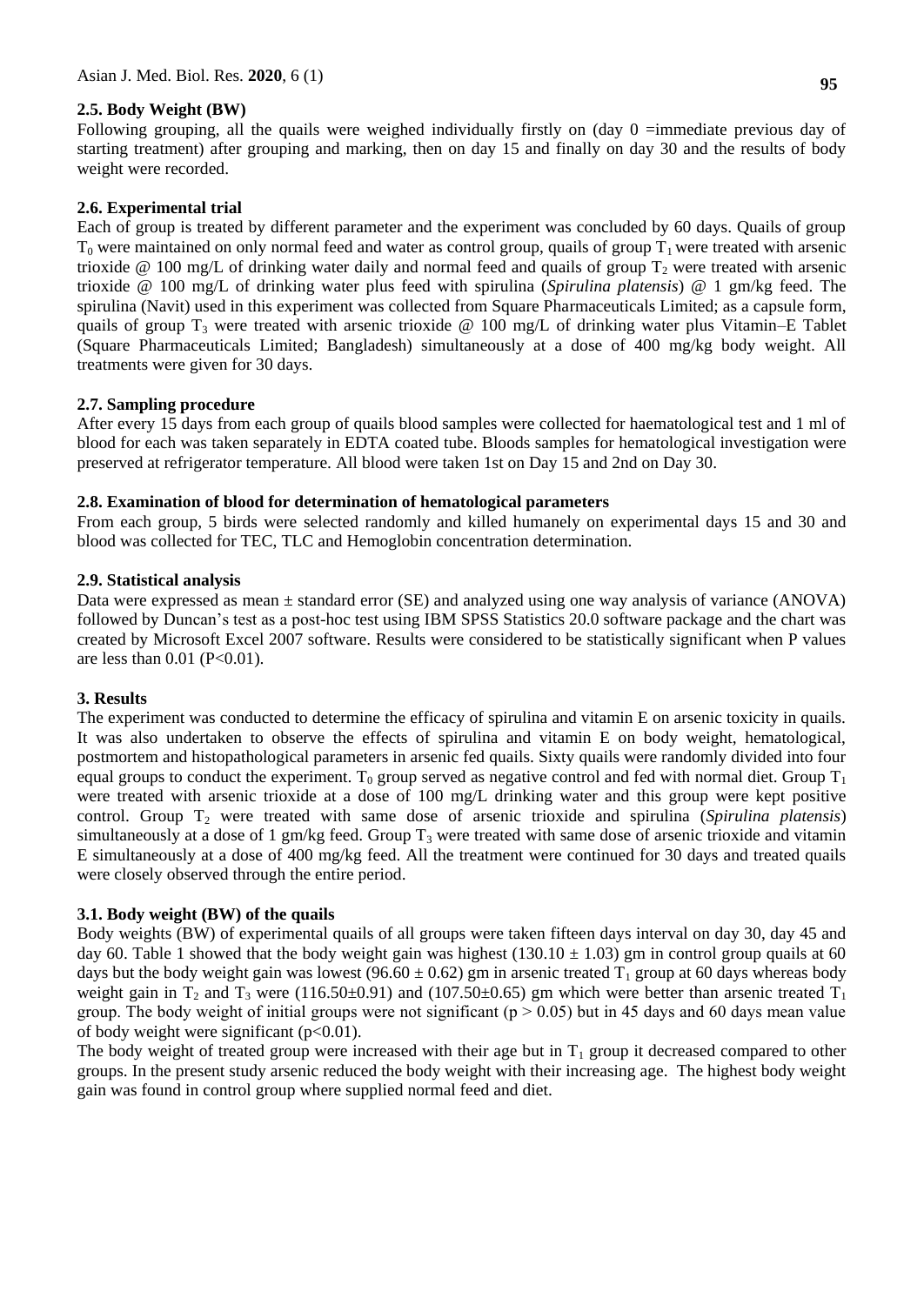### 2.5. Body Weight (BW)

Following grouping, all the quails were weighed individually firstly on (day 0 =immediate previous day of starting treatment) after grouping and marking, then on day 15 and finally on day 30 and the results of body weight were recorded.

### 2.6. Experimental trial

Each of group is treated by different parameter and the experiment was concluded by 60 days. Quails of group $T_0$ were maintained on only normal feed and water as control group, quails of group $T_1$ were treated with arsenic trioxide @ 100 mg/L of drinking water daily and normal feed and quails of group $T_2$ were treated with arsenic trioxide @ 100 mg/L of drinking water plus feed with spirulina (*Spirulina platensis*) @ 1 gm/kg feed. The spirulina (Navit) used in this experiment was collected from Square Pharmaceuticals Limited; as a capsule form, quails of group $T_3$ were treated with arsenic trioxide @ 100 mg/L of drinking water plus Vitamin–E Tablet (Square Pharmaceuticals Limited; Bangladesh) simultaneously at a dose of 400 mg/kg body weight. All treatments were given for 30 days.

### 2.7. Sampling procedure

After every 15 days from each group of quails blood samples were collected for haematological test and 1 ml of blood for each was taken separately in EDTA coated tube. Bloods samples for hematological investigation were preserved at refrigerator temperature. All blood were taken 1st on Day 15 and 2nd on Day 30.

### 2.8. Examination of blood for determination of hematological parameters

From each group, 5 birds were selected randomly and killed humanely on experimental days 15 and 30 and blood was collected for TEC, TLC and Hemoglobin concentration determination.

### 2.9. Statistical analysis

Data were expressed as mean ± standard error (SE) and analyzed using one way analysis of variance (ANOVA) followed by Duncan's test as a post-hoc test using IBM SPSS Statistics 20.0 software package and the chart was created by Microsoft Excel 2007 software. Results were considered to be statistically significant when P values are less than 0.01 ($P<0.01$).

## 3. Results

The experiment was conducted to determine the efficacy of spirulina and vitamin E on arsenic toxicity in quails. It was also undertaken to observe the effects of spirulina and vitamin E on body weight, hematological, postmortem and histopathological parameters in arsenic fed quails. Sixty quails were randomly divided into four equal groups to conduct the experiment. $T_0$ group served as negative control and fed with normal diet. Group $T_1$ were treated with arsenic trioxide at a dose of 100 mg/L drinking water and this group were kept positive control. Group $T_2$ were treated with same dose of arsenic trioxide and spirulina (*Spirulina platensis*) simultaneously at a dose of 1 gm/kg feed. Group $T_3$ were treated with same dose of arsenic trioxide and vitamin E simultaneously at a dose of 400 mg/kg feed. All the treatment were continued for 30 days and treated quails were closely observed through the entire period.

### 3.1. Body weight (BW) of the quails

Body weights (BW) of experimental quails of all groups were taken fifteen days interval on day 30, day 45 and day 60. Table 1 showed that the body weight gain was highest (130.10 ± 1.03) gm in control group quails at 60 days but the body weight gain was lowest (96.60 ± 0.62) gm in arsenic treated $T_1$ group at 60 days whereas body weight gain in $T_2$ and $T_3$ were (116.50±0.91) and (107.50±0.65) gm which were better than arsenic treated $T_1$ group. The body weight of initial groups were not significant ($p > 0.05$) but in 45 days and 60 days mean value of body weight were significant ($p<0.01$).

The body weight of treated group were increased with their age but in $T_1$ group it decreased compared to other groups. In the present study arsenic reduced the body weight with their increasing age. The highest body weight gain was found in control group where supplied normal feed and diet.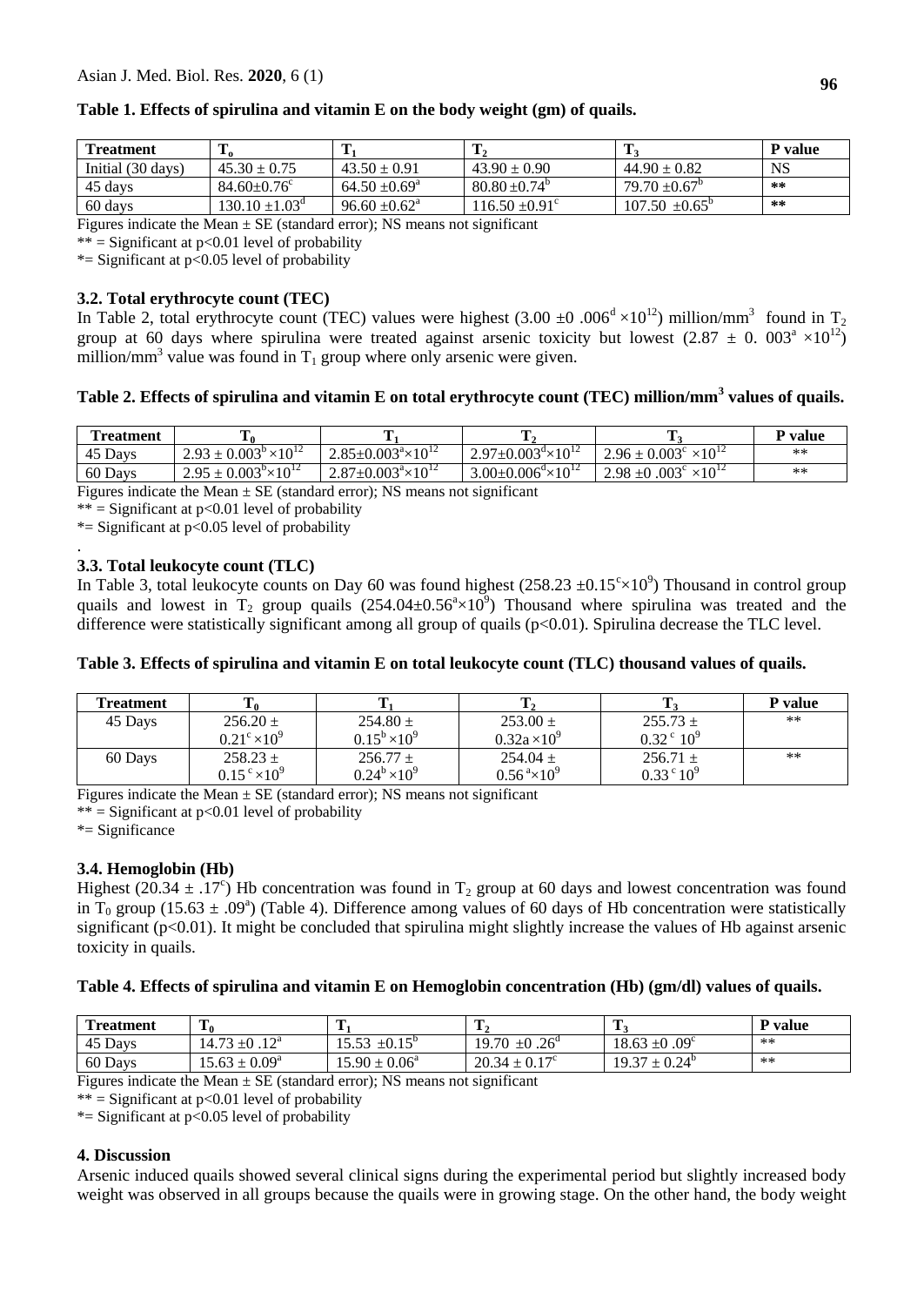**Table 1. Effects of spirulina and vitamin E on the body weight (gm) of quails.**

| Treatment | $T_o$ | $T_1$ | $T_2$ | $T_3$ | P value |
|---|---|---|---|---|---|
| Initial (30 days) | $45.30 \pm 0.75$ | $43.50 \pm 0.91$ | $43.90 \pm 0.90$ | $44.90 \pm 0.82$ | NS |
| 45 days | $84.60 \pm 0.76^c$ | $64.50 \pm 0.69^a$ | $80.80 \pm 0.74^b$ | $79.70 \pm 0.67^b$ | ** |
| 60 days | $130.10 \pm 1.03^d$ | $96.60 \pm 0.62^a$ | $116.50 \pm 0.91^c$ | $107.50 \pm 0.65^b$ | ** |

Figures indicate the Mean ± SE (standard error); NS means not significant

** = Significant at p<0.01 level of probability

*= Significant at p<0.05 level of probability

### 3.2. Total erythrocyte count (TEC)

In Table 2, total erythrocyte count (TEC) values were highest ($3.00 \pm 0 .006^d \times 10^{12}$) million/mm$^3$ found in $T_2$ group at 60 days where spirulina were treated against arsenic toxicity but lowest ($2.87 \pm 0.\ 003^a \times 10^{12}$) million/mm$^3$ value was found in $T_1$ group where only arsenic were given.

**Table 2. Effects of spirulina and vitamin E on total erythrocyte count (TEC) million/mm$^3$ values of quails.**

| Treatment | $T_0$ | $T_1$ | $T_2$ | $T_3$ | P value |
|---|---|---|---|---|---|
| 45 Days | $2.93 \pm 0.003^b \times 10^{12}$ | $2.85 \pm 0.003^a \times 10^{12}$ | $2.97 \pm 0.003^d \times 10^{12}$ | $2.96 \pm 0.003^c \times 10^{12}$ | ** |
| 60 Days | $2.95 \pm 0.003^b \times 10^{12}$ | $2.87 \pm 0.003^a \times 10^{12}$ | $3.00 \pm 0.006^d \times 10^{12}$ | $2.98 \pm 0 .003^c \times 10^{12}$ | ** |

Figures indicate the Mean ± SE (standard error); NS means not significant

** = Significant at p<0.01 level of probability

*= Significant at p<0.05 level of probability

.

### 3.3. Total leukocyte count (TLC)

In Table 3, total leukocyte counts on Day 60 was found highest ($258.23 \pm 0.15^c \times 10^9$) Thousand in control group quails and lowest in $T_2$ group quails ($254.04 \pm 0.56^a \times 10^9$) Thousand where spirulina was treated and the difference were statistically significant among all group of quails ($p<0.01$). Spirulina decrease the TLC level.

**Table 3. Effects of spirulina and vitamin E on total leukocyte count (TLC) thousand values of quails.**

| Treatment | $T_0$ | $T_1$ | $T_2$ | $T_3$ | P value |
|---|---|---|---|---|---|
| 45 Days | $256.20 \pm 0.21^c \times 10^9$ | $254.80 \pm 0.15^b \times 10^9$ | $253.00 \pm 0.32a \times 10^9$ | $255.73 \pm 0.32^c\ 10^9$ | ** |
| 60 Days | $258.23 \pm 0.15^c \times 10^9$ | $256.77 \pm 0.24^b \times 10^9$ | $254.04 \pm 0.56^a \times 10^9$ | $256.71 \pm 0.33^c\ 10^9$ | ** |

Figures indicate the Mean ± SE (standard error); NS means not significant

** = Significant at p<0.01 level of probability

*= Significance

### 3.4. Hemoglobin (Hb)

Highest ($20.34 \pm .17^c$) Hb concentration was found in $T_2$ group at 60 days and lowest concentration was found in $T_0$ group ($15.63 \pm .09^a$) (Table 4). Difference among values of 60 days of Hb concentration were statistically significant ($p<0.01$). It might be concluded that spirulina might slightly increase the values of Hb against arsenic toxicity in quails.

**Table 4. Effects of spirulina and vitamin E on Hemoglobin concentration (Hb) (gm/dl) values of quails.**

| Treatment | $T_0$ | $T_1$ | $T_2$ | $T_3$ | P value |
|---|---|---|---|---|---|
| 45 Days | $14.73 \pm 0 .12^a$ | $15.53 \pm 0.15^b$ | $19.70 \pm 0 .26^d$ | $18.63 \pm 0 .09^c$ | ** |
| 60 Days | $15.63 \pm 0.09^a$ | $15.90 \pm 0.06^a$ | $20.34 \pm 0.17^c$ | $19.37 \pm 0.24^b$ | ** |

Figures indicate the Mean ± SE (standard error); NS means not significant

** = Significant at p<0.01 level of probability

*= Significant at p<0.05 level of probability

## 4. Discussion

Arsenic induced quails showed several clinical signs during the experimental period but slightly increased body weight was observed in all groups because the quails were in growing stage. On the other hand, the body weight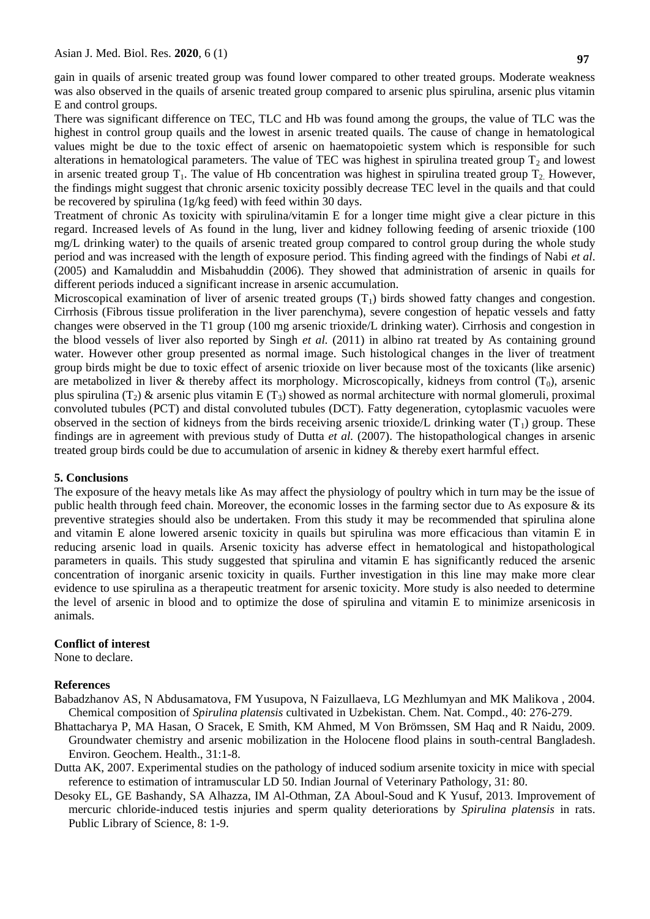gain in quails of arsenic treated group was found lower compared to other treated groups. Moderate weakness was also observed in the quails of arsenic treated group compared to arsenic plus spirulina, arsenic plus vitamin E and control groups.

There was significant difference on TEC, TLC and Hb was found among the groups, the value of TLC was the highest in control group quails and the lowest in arsenic treated quails. The cause of change in hematological values might be due to the toxic effect of arsenic on haematopoietic system which is responsible for such alterations in hematological parameters. The value of TEC was highest in spirulina treated group $T_2$ and lowest in arsenic treated group $T_1$. The value of Hb concentration was highest in spirulina treated group $T_2$. However, the findings might suggest that chronic arsenic toxicity possibly decrease TEC level in the quails and that could be recovered by spirulina (1g/kg feed) with feed within 30 days.

Treatment of chronic As toxicity with spirulina/vitamin E for a longer time might give a clear picture in this regard. Increased levels of As found in the lung, liver and kidney following feeding of arsenic trioxide (100 mg/L drinking water) to the quails of arsenic treated group compared to control group during the whole study period and was increased with the length of exposure period. This finding agreed with the findings of Nabi *et al*. (2005) and Kamaluddin and Misbahuddin (2006). They showed that administration of arsenic in quails for different periods induced a significant increase in arsenic accumulation.

Microscopical examination of liver of arsenic treated groups ($T_1$) birds showed fatty changes and congestion. Cirrhosis (Fibrous tissue proliferation in the liver parenchyma), severe congestion of hepatic vessels and fatty changes were observed in the T1 group (100 mg arsenic trioxide/L drinking water). Cirrhosis and congestion in the blood vessels of liver also reported by Singh *et al.* (2011) in albino rat treated by As containing ground water. However other group presented as normal image. Such histological changes in the liver of treatment group birds might be due to toxic effect of arsenic trioxide on liver because most of the toxicants (like arsenic) are metabolized in liver & thereby affect its morphology. Microscopically, kidneys from control ($T_0$), arsenic plus spirulina ($T_2$) & arsenic plus vitamin E ($T_3$) showed as normal architecture with normal glomeruli, proximal convoluted tubules (PCT) and distal convoluted tubules (DCT). Fatty degeneration, cytoplasmic vacuoles were observed in the section of kidneys from the birds receiving arsenic trioxide/L drinking water ($T_1$) group. These findings are in agreement with previous study of Dutta *et al.* (2007). The histopathological changes in arsenic treated group birds could be due to accumulation of arsenic in kidney & thereby exert harmful effect.

## 5. Conclusions

The exposure of the heavy metals like As may affect the physiology of poultry which in turn may be the issue of public health through feed chain. Moreover, the economic losses in the farming sector due to As exposure & its preventive strategies should also be undertaken. From this study it may be recommended that spirulina alone and vitamin E alone lowered arsenic toxicity in quails but spirulina was more efficacious than vitamin E in reducing arsenic load in quails. Arsenic toxicity has adverse effect in hematological and histopathological parameters in quails. This study suggested that spirulina and vitamin E has significantly reduced the arsenic concentration of inorganic arsenic toxicity in quails. Further investigation in this line may make more clear evidence to use spirulina as a therapeutic treatment for arsenic toxicity. More study is also needed to determine the level of arsenic in blood and to optimize the dose of spirulina and vitamin E to minimize arsenicosis in animals.

## Conflict of interest

None to declare.

## References

Babadzhanov AS, N Abdusamatova, FM Yusupova, N Faizullaeva, LG Mezhlumyan and MK Malikova , 2004. Chemical composition of *Spirulina platensis* cultivated in Uzbekistan. Chem. Nat. Compd., 40: 276-279.

Bhattacharya P, MA Hasan, O Sracek, E Smith, KM Ahmed, M Von Brömssen, SM Haq and R Naidu, 2009. Groundwater chemistry and arsenic mobilization in the Holocene flood plains in south-central Bangladesh. Environ. Geochem. Health., 31:1-8.

Dutta AK, 2007. Experimental studies on the pathology of induced sodium arsenite toxicity in mice with special reference to estimation of intramuscular LD 50. Indian Journal of Veterinary Pathology, 31: 80.

Desoky EL, GE Bashandy, SA Alhazza, IM Al-Othman, ZA Aboul-Soud and K Yusuf, 2013. Improvement of mercuric chloride-induced testis injuries and sperm quality deteriorations by *Spirulina platensis* in rats. Public Library of Science, 8: 1-9.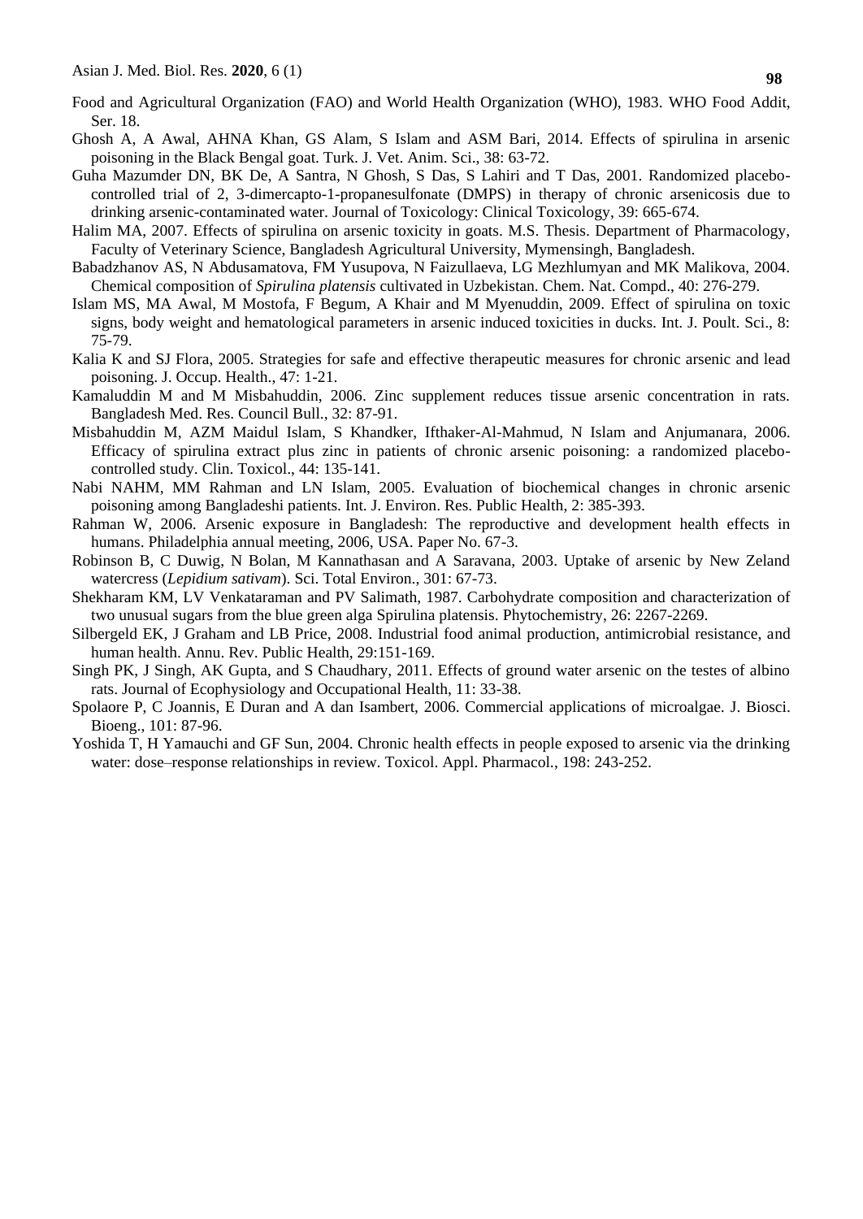Food and Agricultural Organization (FAO) and World Health Organization (WHO), 1983. WHO Food Addit, Ser. 18.

Ghosh A, A Awal, AHNA Khan, GS Alam, S Islam and ASM Bari, 2014. Effects of spirulina in arsenic poisoning in the Black Bengal goat. Turk. J. Vet. Anim. Sci., 38: 63-72.

Guha Mazumder DN, BK De, A Santra, N Ghosh, S Das, S Lahiri and T Das, 2001. Randomized placebo-controlled trial of 2, 3-dimercapto-1-propanesulfonate (DMPS) in therapy of chronic arsenicosis due to drinking arsenic-contaminated water. Journal of Toxicology: Clinical Toxicology, 39: 665-674.

Halim MA, 2007. Effects of spirulina on arsenic toxicity in goats. M.S. Thesis. Department of Pharmacology, Faculty of Veterinary Science, Bangladesh Agricultural University, Mymensingh, Bangladesh.

Babadzhanov AS, N Abdusamatova, FM Yusupova, N Faizullaeva, LG Mezhlumyan and MK Malikova, 2004. Chemical composition of *Spirulina platensis* cultivated in Uzbekistan. Chem. Nat. Compd., 40: 276-279.

Islam MS, MA Awal, M Mostofa, F Begum, A Khair and M Myenuddin, 2009. Effect of spirulina on toxic signs, body weight and hematological parameters in arsenic induced toxicities in ducks. Int. J. Poult. Sci., 8: 75-79.

Kalia K and SJ Flora, 2005. Strategies for safe and effective therapeutic measures for chronic arsenic and lead poisoning. J. Occup. Health., 47: 1-21.

Kamaluddin M and M Misbahuddin, 2006. Zinc supplement reduces tissue arsenic concentration in rats. Bangladesh Med. Res. Council Bull., 32: 87-91.

Misbahuddin M, AZM Maidul Islam, S Khandker, Ifthaker-Al-Mahmud, N Islam and Anjumanara, 2006. Efficacy of spirulina extract plus zinc in patients of chronic arsenic poisoning: a randomized placebo-controlled study. Clin. Toxicol., 44: 135-141.

Nabi NAHM, MM Rahman and LN Islam, 2005. Evaluation of biochemical changes in chronic arsenic poisoning among Bangladeshi patients. Int. J. Environ. Res. Public Health, 2: 385-393.

Rahman W, 2006. Arsenic exposure in Bangladesh: The reproductive and development health effects in humans. Philadelphia annual meeting, 2006, USA. Paper No. 67-3.

Robinson B, C Duwig, N Bolan, M Kannathasan and A Saravana, 2003. Uptake of arsenic by New Zeland watercress (*Lepidium sativam*). Sci. Total Environ., 301: 67-73.

Shekharam KM, LV Venkataraman and PV Salimath, 1987. Carbohydrate composition and characterization of two unusual sugars from the blue green alga Spirulina platensis. Phytochemistry, 26: 2267-2269.

Silbergeld EK, J Graham and LB Price, 2008. Industrial food animal production, antimicrobial resistance, and human health. Annu. Rev. Public Health, 29:151-169.

Singh PK, J Singh, AK Gupta, and S Chaudhary, 2011. Effects of ground water arsenic on the testes of albino rats. Journal of Ecophysiology and Occupational Health, 11: 33-38.

Spolaore P, C Joannis, E Duran and A dan Isambert, 2006. Commercial applications of microalgae. J. Biosci. Bioeng., 101: 87-96.

Yoshida T, H Yamauchi and GF Sun, 2004. Chronic health effects in people exposed to arsenic via the drinking water: dose–response relationships in review. Toxicol. Appl. Pharmacol., 198: 243-252.